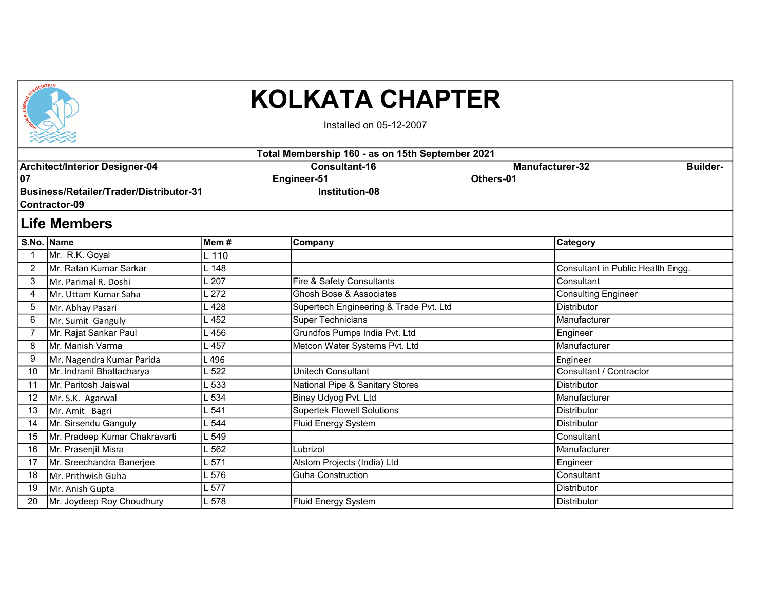# KOLKATA CHAPTER

Installed on 05-12-2007

**Total Membership 160 - as on 15th September 2021**

**Architect/Interior Designer-04 Consultant-16 Manufacturer-32 Builder-07 Engineer-51 Others-01 Business/Retailer/Trader/Distributor-31 Institution-08 Contractor-09**

## Life Members

| S.No. | Name | Mem # | Company | Category |
|---|---|---|---|---|
| 1 | Mr. R.K. Goyal | L 110 | | |
| 2 | Mr. Ratan Kumar Sarkar | L 148 | | Consultant in Public Health Engg. |
| 3 | Mr. Parimal R. Doshi | L 207 | Fire & Safety Consultants | Consultant |
| 4 | Mr. Uttam Kumar Saha | L 272 | Ghosh Bose & Associates | Consulting Engineer |
| 5 | Mr. Abhay Pasari | L 428 | Supertech Engineering & Trade Pvt. Ltd | Distributor |
| 6 | Mr. Sumit Ganguly | L 452 | Super Technicians | Manufacturer |
| 7 | Mr. Rajat Sankar Paul | L 456 | Grundfos Pumps India Pvt. Ltd | Engineer |
| 8 | Mr. Manish Varma | L 457 | Metcon Water Systems Pvt. Ltd | Manufacturer |
| 9 | Mr. Nagendra Kumar Parida | L 496 | | Engineer |
| 10 | Mr. Indranil Bhattacharya | L 522 | Unitech Consultant | Consultant / Contractor |
| 11 | Mr. Paritosh Jaiswal | L 533 | National Pipe & Sanitary Stores | Distributor |
| 12 | Mr. S.K. Agarwal | L 534 | Binay Udyog Pvt. Ltd | Manufacturer |
| 13 | Mr. Amit Bagri | L 541 | Supertek Flowell Solutions | Distributor |
| 14 | Mr. Sirsendu Ganguly | L 544 | Fluid Energy System | Distributor |
| 15 | Mr. Pradeep Kumar Chakravarti | L 549 | | Consultant |
| 16 | Mr. Prasenjit Misra | L 562 | Lubrizol | Manufacturer |
| 17 | Mr. Sreechandra Banerjee | L 571 | Alstom Projects (India) Ltd | Engineer |
| 18 | Mr. Prithwish Guha | L 576 | Guha Construction | Consultant |
| 19 | Mr. Anish Gupta | L 577 | | Distributor |
| 20 | Mr. Joydeep Roy Choudhury | L 578 | Fluid Energy System | Distributor |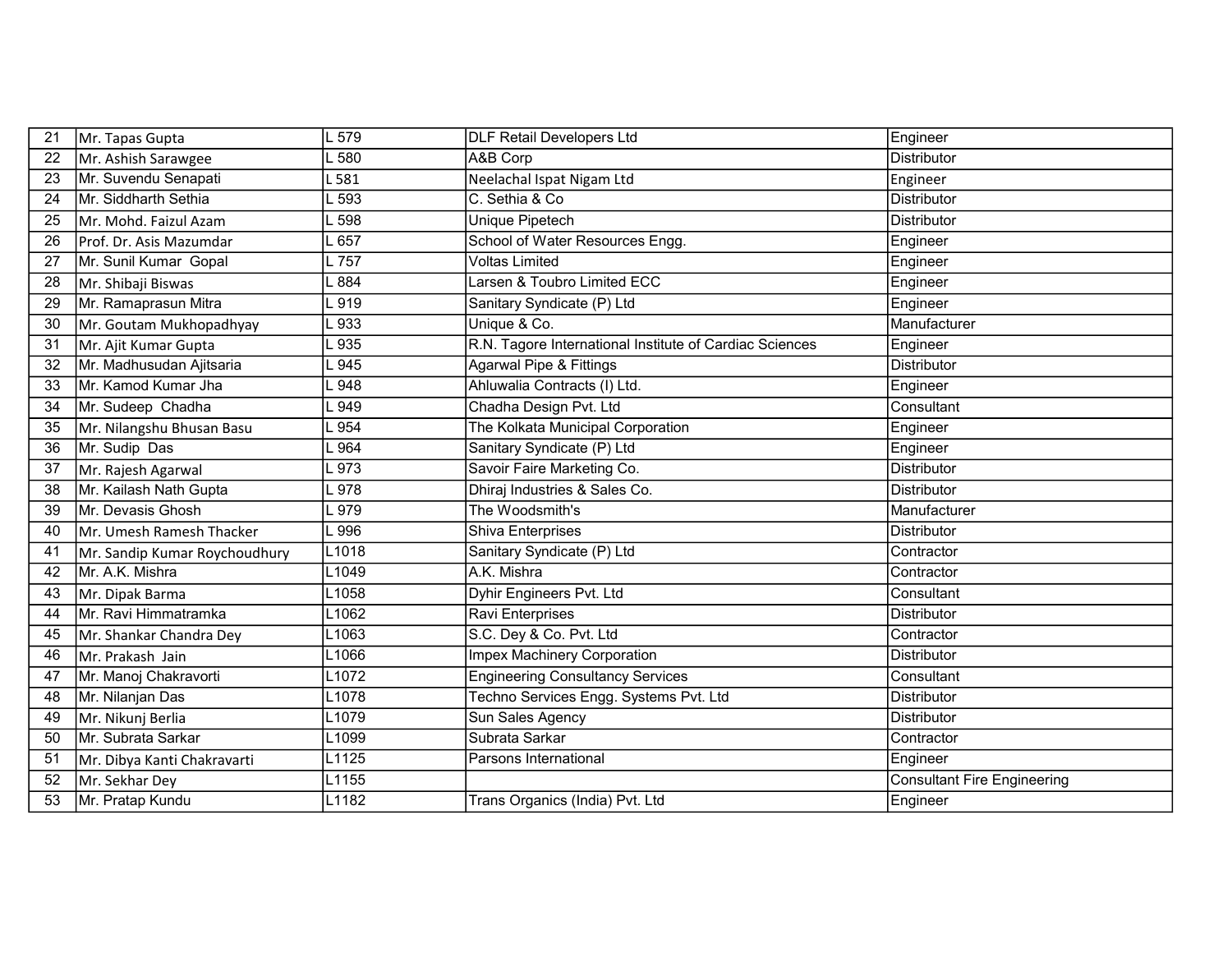| 21 | Mr. Tapas Gupta | L 579 | DLF Retail Developers Ltd | Engineer |
|---|---|---|---|---|
| 22 | Mr. Ashish Sarawgee | L 580 | A&B Corp | Distributor |
| 23 | Mr. Suvendu Senapati | L 581 | Neelachal Ispat Nigam Ltd | Engineer |
| 24 | Mr. Siddharth Sethia | L 593 | C. Sethia & Co | Distributor |
| 25 | Mr. Mohd. Faizul Azam | L 598 | Unique Pipetech | Distributor |
| 26 | Prof. Dr. Asis Mazumdar | L 657 | School of Water Resources Engg. | Engineer |
| 27 | Mr. Sunil Kumar Gopal | L 757 | Voltas Limited | Engineer |
| 28 | Mr. Shibaji Biswas | L 884 | Larsen & Toubro Limited ECC | Engineer |
| 29 | Mr. Ramaprasun Mitra | L 919 | Sanitary Syndicate (P) Ltd | Engineer |
| 30 | Mr. Goutam Mukhopadhyay | L 933 | Unique & Co. | Manufacturer |
| 31 | Mr. Ajit Kumar Gupta | L 935 | R.N. Tagore International Institute of Cardiac Sciences | Engineer |
| 32 | Mr. Madhusudan Ajitsaria | L 945 | Agarwal Pipe & Fittings | Distributor |
| 33 | Mr. Kamod Kumar Jha | L 948 | Ahluwalia Contracts (I) Ltd. | Engineer |
| 34 | Mr. Sudeep Chadha | L 949 | Chadha Design Pvt. Ltd | Consultant |
| 35 | Mr. Nilangshu Bhusan Basu | L 954 | The Kolkata Municipal Corporation | Engineer |
| 36 | Mr. Sudip Das | L 964 | Sanitary Syndicate (P) Ltd | Engineer |
| 37 | Mr. Rajesh Agarwal | L 973 | Savoir Faire Marketing Co. | Distributor |
| 38 | Mr. Kailash Nath Gupta | L 978 | Dhiraj Industries & Sales Co. | Distributor |
| 39 | Mr. Devasis Ghosh | L 979 | The Woodsmith's | Manufacturer |
| 40 | Mr. Umesh Ramesh Thacker | L 996 | Shiva Enterprises | Distributor |
| 41 | Mr. Sandip Kumar Roychoudhury | L1018 | Sanitary Syndicate (P) Ltd | Contractor |
| 42 | Mr. A.K. Mishra | L1049 | A.K. Mishra | Contractor |
| 43 | Mr. Dipak Barma | L1058 | Dyhir Engineers Pvt. Ltd | Consultant |
| 44 | Mr. Ravi Himmatramka | L1062 | Ravi Enterprises | Distributor |
| 45 | Mr. Shankar Chandra Dey | L1063 | S.C. Dey & Co. Pvt. Ltd | Contractor |
| 46 | Mr. Prakash Jain | L1066 | Impex Machinery Corporation | Distributor |
| 47 | Mr. Manoj Chakravorti | L1072 | Engineering Consultancy Services | Consultant |
| 48 | Mr. Nilanjan Das | L1078 | Techno Services Engg. Systems Pvt. Ltd | Distributor |
| 49 | Mr. Nikunj Berlia | L1079 | Sun Sales Agency | Distributor |
| 50 | Mr. Subrata Sarkar | L1099 | Subrata Sarkar | Contractor |
| 51 | Mr. Dibya Kanti Chakravarti | L1125 | Parsons International | Engineer |
| 52 | Mr. Sekhar Dey | L1155 | | Consultant Fire Engineering |
| 53 | Mr. Pratap Kundu | L1182 | Trans Organics (India) Pvt. Ltd | Engineer |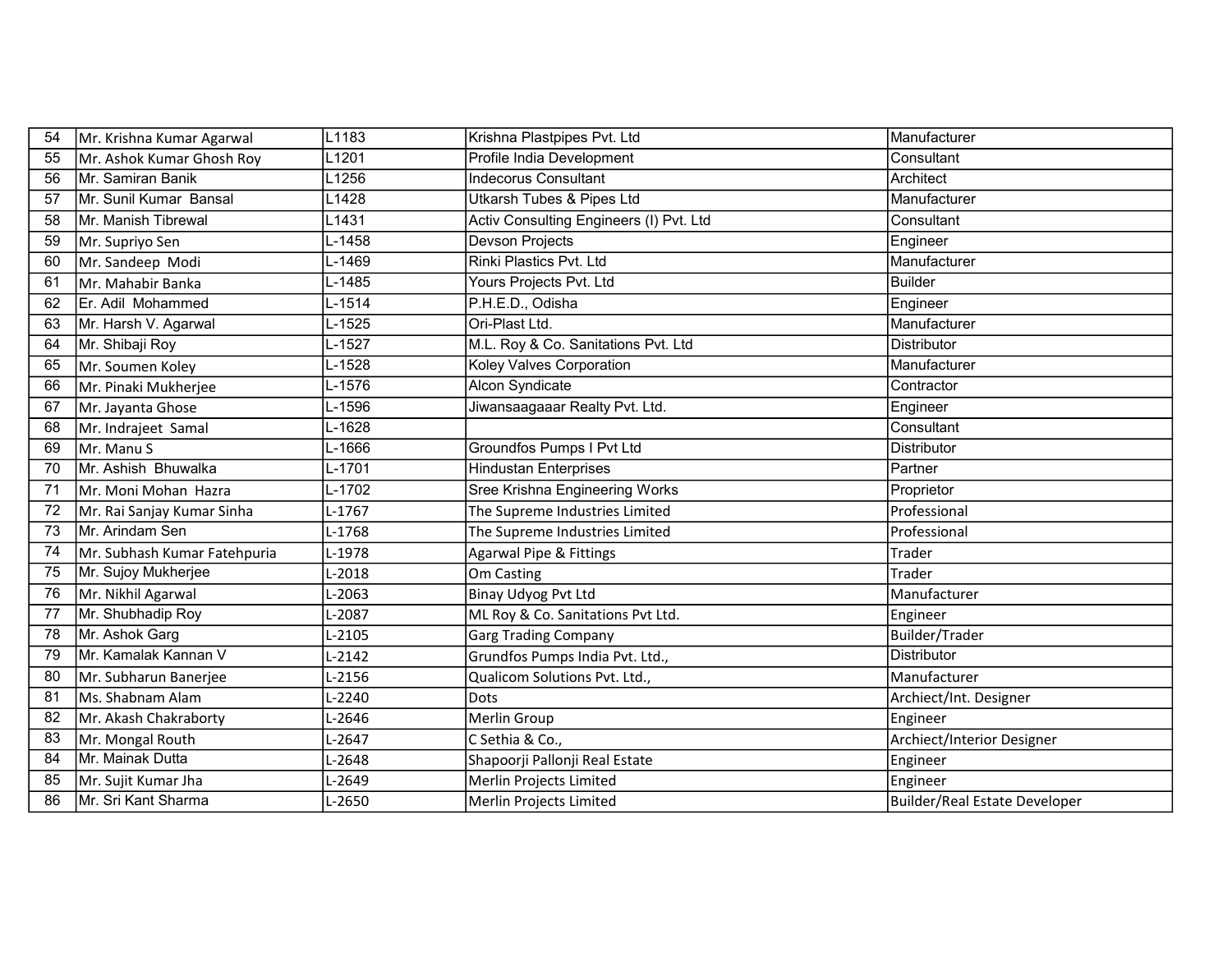| 54 | Mr. Krishna Kumar Agarwal | L1183 | Krishna Plastpipes Pvt. Ltd | Manufacturer |
|---|---|---|---|---|
| 55 | Mr. Ashok Kumar Ghosh Roy | L1201 | Profile India Development | Consultant |
| 56 | Mr. Samiran Banik | L1256 | Indecorus Consultant | Architect |
| 57 | Mr. Sunil Kumar Bansal | L1428 | Utkarsh Tubes & Pipes Ltd | Manufacturer |
| 58 | Mr. Manish Tibrewal | L1431 | Activ Consulting Engineers (I) Pvt. Ltd | Consultant |
| 59 | Mr. Supriyo Sen | L-1458 | Devson Projects | Engineer |
| 60 | Mr. Sandeep Modi | L-1469 | Rinki Plastics Pvt. Ltd | Manufacturer |
| 61 | Mr. Mahabir Banka | L-1485 | Yours Projects Pvt. Ltd | Builder |
| 62 | Er. Adil Mohammed | L-1514 | P.H.E.D., Odisha | Engineer |
| 63 | Mr. Harsh V. Agarwal | L-1525 | Ori-Plast Ltd. | Manufacturer |
| 64 | Mr. Shibaji Roy | L-1527 | M.L. Roy & Co. Sanitations Pvt. Ltd | Distributor |
| 65 | Mr. Soumen Koley | L-1528 | Koley Valves Corporation | Manufacturer |
| 66 | Mr. Pinaki Mukherjee | L-1576 | Alcon Syndicate | Contractor |
| 67 | Mr. Jayanta Ghose | L-1596 | Jiwansaagaaar Realty Pvt. Ltd. | Engineer |
| 68 | Mr. Indrajeet Samal | L-1628 | | Consultant |
| 69 | Mr. Manu S | L-1666 | Groundfos Pumps I Pvt Ltd | Distributor |
| 70 | Mr. Ashish Bhuwalka | L-1701 | Hindustan Enterprises | Partner |
| 71 | Mr. Moni Mohan Hazra | L-1702 | Sree Krishna Engineering Works | Proprietor |
| 72 | Mr. Rai Sanjay Kumar Sinha | L-1767 | The Supreme Industries Limited | Professional |
| 73 | Mr. Arindam Sen | L-1768 | The Supreme Industries Limited | Professional |
| 74 | Mr. Subhash Kumar Fatehpuria | L-1978 | Agarwal Pipe & Fittings | Trader |
| 75 | Mr. Sujoy Mukherjee | L-2018 | Om Casting | Trader |
| 76 | Mr. Nikhil Agarwal | L-2063 | Binay Udyog Pvt Ltd | Manufacturer |
| 77 | Mr. Shubhadip Roy | L-2087 | ML Roy & Co. Sanitations Pvt Ltd. | Engineer |
| 78 | Mr. Ashok Garg | L-2105 | Garg Trading Company | Builder/Trader |
| 79 | Mr. Kamalak Kannan V | L-2142 | Grundfos Pumps India Pvt. Ltd., | Distributor |
| 80 | Mr. Subharun Banerjee | L-2156 | Qualicom Solutions Pvt. Ltd., | Manufacturer |
| 81 | Ms. Shabnam Alam | L-2240 | Dots | Archiect/Int. Designer |
| 82 | Mr. Akash Chakraborty | L-2646 | Merlin Group | Engineer |
| 83 | Mr. Mongal Routh | L-2647 | C Sethia & Co., | Archiect/Interior Designer |
| 84 | Mr. Mainak Dutta | L-2648 | Shapoorji Pallonji Real Estate | Engineer |
| 85 | Mr. Sujit Kumar Jha | L-2649 | Merlin Projects Limited | Engineer |
| 86 | Mr. Sri Kant Sharma | L-2650 | Merlin Projects Limited | Builder/Real Estate Developer |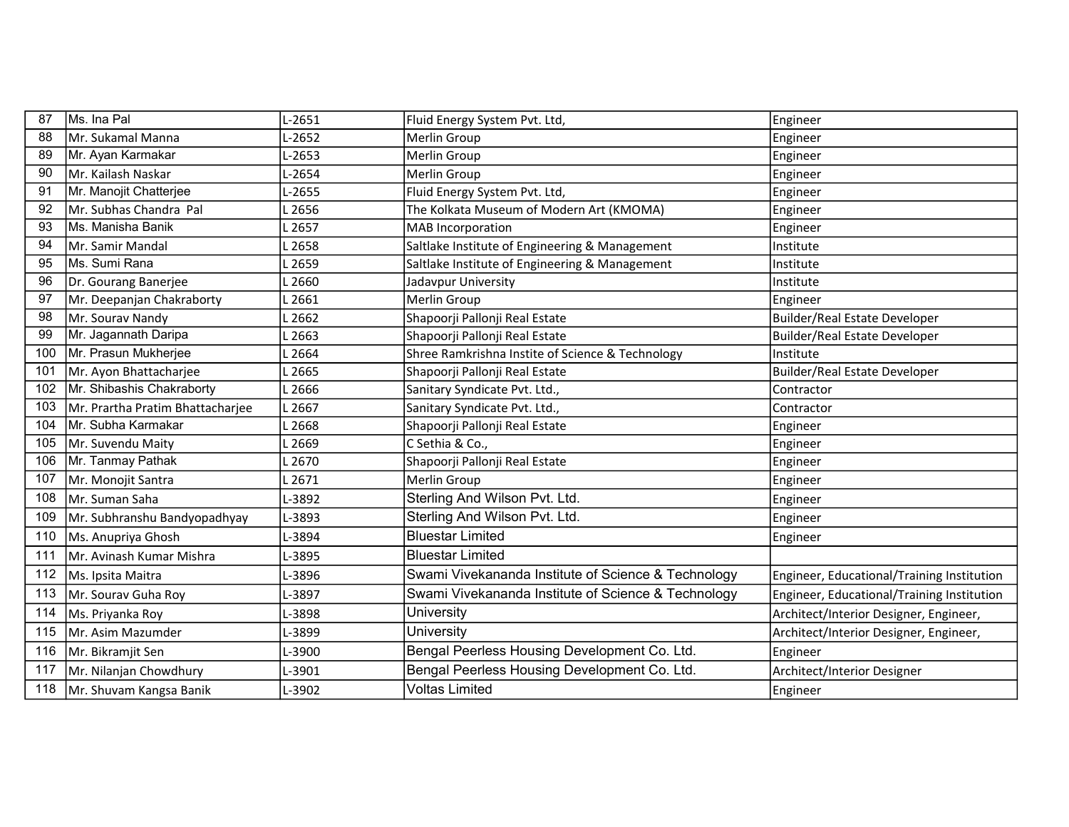| 87 | Ms. Ina Pal | L-2651 | Fluid Energy System Pvt. Ltd, | Engineer |
|---|---|---|---|---|
| 88 | Mr. Sukamal Manna | L-2652 | Merlin Group | Engineer |
| 89 | Mr. Ayan Karmakar | L-2653 | Merlin Group | Engineer |
| 90 | Mr. Kailash Naskar | L-2654 | Merlin Group | Engineer |
| 91 | Mr. Manojit Chatterjee | L-2655 | Fluid Energy System Pvt. Ltd, | Engineer |
| 92 | Mr. Subhas Chandra Pal | L 2656 | The Kolkata Museum of Modern Art (KMOMA) | Engineer |
| 93 | Ms. Manisha Banik | L 2657 | MAB Incorporation | Engineer |
| 94 | Mr. Samir Mandal | L 2658 | Saltlake Institute of Engineering & Management | Institute |
| 95 | Ms. Sumi Rana | L 2659 | Saltlake Institute of Engineering & Management | Institute |
| 96 | Dr. Gourang Banerjee | L 2660 | Jadavpur University | Institute |
| 97 | Mr. Deepanjan Chakraborty | L 2661 | Merlin Group | Engineer |
| 98 | Mr. Sourav Nandy | L 2662 | Shapoorji Pallonji Real Estate | Builder/Real Estate Developer |
| 99 | Mr. Jagannath Daripa | L 2663 | Shapoorji Pallonji Real Estate | Builder/Real Estate Developer |
| 100 | Mr. Prasun Mukherjee | L 2664 | Shree Ramkrishna Instite of Science & Technology | Institute |
| 101 | Mr. Ayon Bhattacharjee | L 2665 | Shapoorji Pallonji Real Estate | Builder/Real Estate Developer |
| 102 | Mr. Shibashis Chakraborty | L 2666 | Sanitary Syndicate Pvt. Ltd., | Contractor |
| 103 | Mr. Prartha Pratim Bhattacharjee | L 2667 | Sanitary Syndicate Pvt. Ltd., | Contractor |
| 104 | Mr. Subha Karmakar | L 2668 | Shapoorji Pallonji Real Estate | Engineer |
| 105 | Mr. Suvendu Maity | L 2669 | C Sethia & Co., | Engineer |
| 106 | Mr. Tanmay Pathak | L 2670 | Shapoorji Pallonji Real Estate | Engineer |
| 107 | Mr. Monojit Santra | L 2671 | Merlin Group | Engineer |
| 108 | Mr. Suman Saha | L-3892 | Sterling And Wilson Pvt. Ltd. | Engineer |
| 109 | Mr. Subhranshu Bandyopadhyay | L-3893 | Sterling And Wilson Pvt. Ltd. | Engineer |
| 110 | Ms. Anupriya Ghosh | L-3894 | Bluestar Limited | Engineer |
| 111 | Mr. Avinash Kumar Mishra | L-3895 | Bluestar Limited | |
| 112 | Ms. Ipsita Maitra | L-3896 | Swami Vivekananda Institute of Science & Technology | Engineer, Educational/Training Institution |
| 113 | Mr. Sourav Guha Roy | L-3897 | Swami Vivekananda Institute of Science & Technology | Engineer, Educational/Training Institution |
| 114 | Ms. Priyanka Roy | L-3898 | University | Architect/Interior Designer, Engineer, |
| 115 | Mr. Asim Mazumder | L-3899 | University | Architect/Interior Designer, Engineer, |
| 116 | Mr. Bikramjit Sen | L-3900 | Bengal Peerless Housing Development Co. Ltd. | Engineer |
| 117 | Mr. Nilanjan Chowdhury | L-3901 | Bengal Peerless Housing Development Co. Ltd. | Architect/Interior Designer |
| 118 | Mr. Shuvam Kangsa Banik | L-3902 | Voltas Limited | Engineer |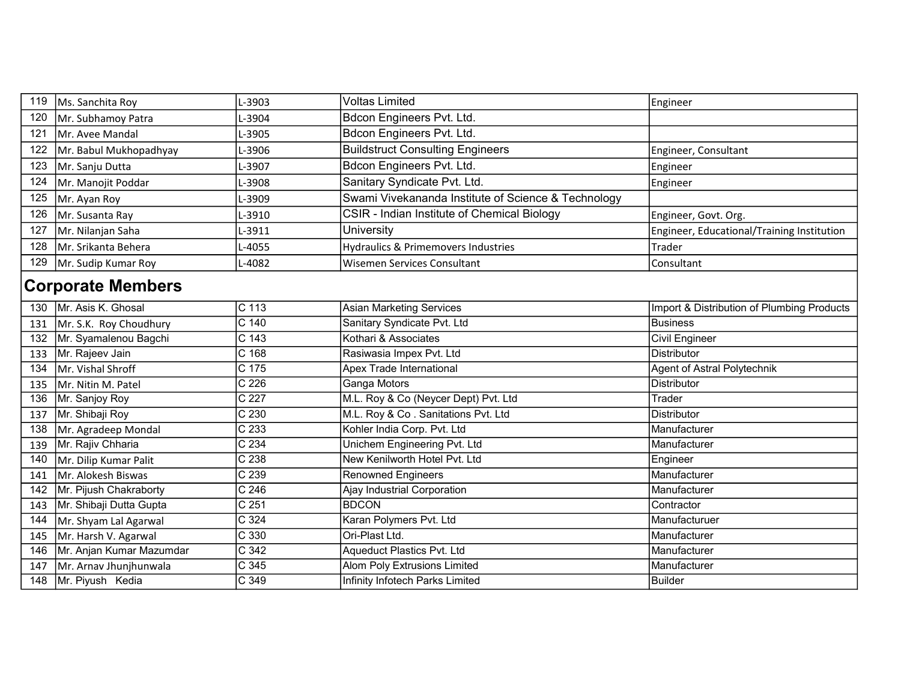| 119 | Ms. Sanchita Roy | L-3903 | Voltas Limited | Engineer |
|---|---|---|---|---|
| 120 | Mr. Subhamoy Patra | L-3904 | Bdcon Engineers Pvt. Ltd. | |
| 121 | Mr. Avee Mandal | L-3905 | Bdcon Engineers Pvt. Ltd. | |
| 122 | Mr. Babul Mukhopadhyay | L-3906 | Buildstruct Consulting Engineers | Engineer, Consultant |
| 123 | Mr. Sanju Dutta | L-3907 | Bdcon Engineers Pvt. Ltd. | Engineer |
| 124 | Mr. Manojit Poddar | L-3908 | Sanitary Syndicate Pvt. Ltd. | Engineer |
| 125 | Mr. Ayan Roy | L-3909 | Swami Vivekananda Institute of Science & Technology | |
| 126 | Mr. Susanta Ray | L-3910 | CSIR - Indian Institute of Chemical Biology | Engineer, Govt. Org. |
| 127 | Mr. Nilanjan Saha | L-3911 | University | Engineer, Educational/Training Institution |
| 128 | Mr. Srikanta Behera | L-4055 | Hydraulics & Primemovers Industries | Trader |
| 129 | Mr. Sudip Kumar Roy | L-4082 | Wisemen Services Consultant | Consultant |

## Corporate Members

| 130 | Mr. Asis K. Ghosal | C 113 | Asian Marketing Services | Import & Distribution of Plumbing Products |
|---|---|---|---|---|
| 131 | Mr. S.K. Roy Choudhury | C 140 | Sanitary Syndicate Pvt. Ltd | Business |
| 132 | Mr. Syamalenou Bagchi | C 143 | Kothari & Associates | Civil Engineer |
| 133 | Mr. Rajeev Jain | C 168 | Rasiwasia Impex Pvt. Ltd | Distributor |
| 134 | Mr. Vishal Shroff | C 175 | Apex Trade International | Agent of Astral Polytechnik |
| 135 | Mr. Nitin M. Patel | C 226 | Ganga Motors | Distributor |
| 136 | Mr. Sanjoy Roy | C 227 | M.L. Roy & Co (Neycer Dept) Pvt. Ltd | Trader |
| 137 | Mr. Shibaji Roy | C 230 | M.L. Roy & Co . Sanitations Pvt. Ltd | Distributor |
| 138 | Mr. Agradeep Mondal | C 233 | Kohler India Corp. Pvt. Ltd | Manufacturer |
| 139 | Mr. Rajiv Chharia | C 234 | Unichem Engineering Pvt. Ltd | Manufacturer |
| 140 | Mr. Dilip Kumar Palit | C 238 | New Kenilworth Hotel Pvt. Ltd | Engineer |
| 141 | Mr. Alokesh Biswas | C 239 | Renowned Engineers | Manufacturer |
| 142 | Mr. Pijush Chakraborty | C 246 | Ajay Industrial Corporation | Manufacturer |
| 143 | Mr. Shibaji Dutta Gupta | C 251 | BDCON | Contractor |
| 144 | Mr. Shyam Lal Agarwal | C 324 | Karan Polymers Pvt. Ltd | Manufacturuer |
| 145 | Mr. Harsh V. Agarwal | C 330 | Ori-Plast Ltd. | Manufacturer |
| 146 | Mr. Anjan Kumar Mazumdar | C 342 | Aqueduct Plastics Pvt. Ltd | Manufacturer |
| 147 | Mr. Arnav Jhunjhunwala | C 345 | Alom Poly Extrusions Limited | Manufacturer |
| 148 | Mr. Piyush Kedia | C 349 | Infinity Infotech Parks Limited | Builder |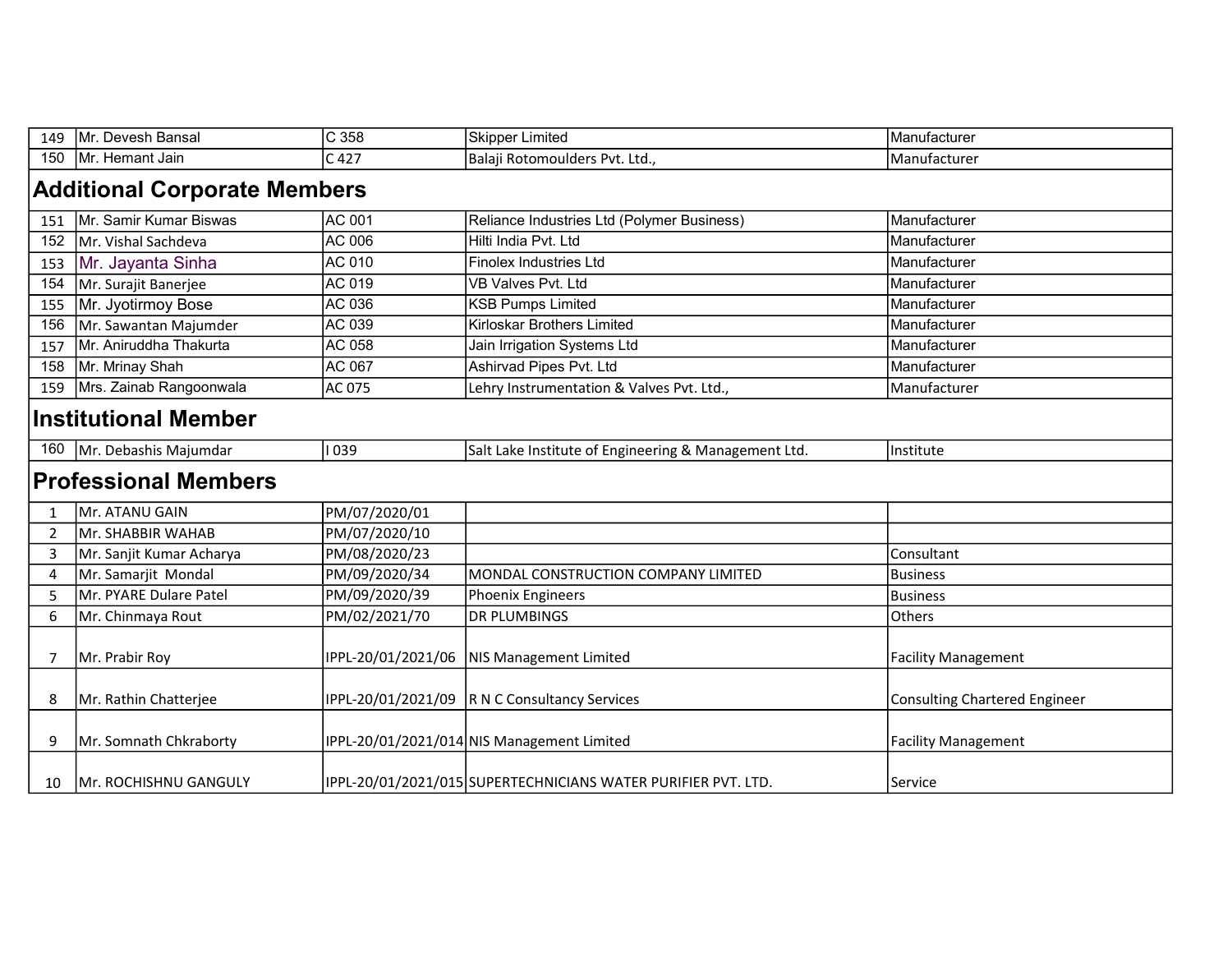| | | | | |
|---|---|---|---|---|
| 149 | Mr. Devesh Bansal | C 358 | Skipper Limited | Manufacturer |
| 150 | Mr. Hemant Jain | C 427 | Balaji Rotomoulders Pvt. Ltd., | Manufacturer |

## Additional Corporate Members

| | | | | |
|---|---|---|---|---|
| 151 | Mr. Samir Kumar Biswas | AC 001 | Reliance Industries Ltd (Polymer Business) | Manufacturer |
| 152 | Mr. Vishal Sachdeva | AC 006 | Hilti India Pvt. Ltd | Manufacturer |
| 153 | Mr. Jayanta Sinha | AC 010 | Finolex Industries Ltd | Manufacturer |
| 154 | Mr. Surajit Banerjee | AC 019 | VB Valves Pvt. Ltd | Manufacturer |
| 155 | Mr. Jyotirmoy Bose | AC 036 | KSB Pumps Limited | Manufacturer |
| 156 | Mr. Sawantan Majumder | AC 039 | Kirloskar Brothers Limited | Manufacturer |
| 157 | Mr. Aniruddha Thakurta | AC 058 | Jain Irrigation Systems Ltd | Manufacturer |
| 158 | Mr. Mrinay Shah | AC 067 | Ashirvad Pipes Pvt. Ltd | Manufacturer |
| 159 | Mrs. Zainab Rangoonwala | AC 075 | Lehry Instrumentation & Valves Pvt. Ltd., | Manufacturer |

## Institutional Member

| | | | | |
|---|---|---|---|---|
| 160 | Mr. Debashis Majumdar | I 039 | Salt Lake Institute of Engineering & Management Ltd. | Institute |

## Professional Members

| | | | | |
|---|---|---|---|---|
| 1 | Mr. ATANU GAIN | PM/07/2020/01 | | |
| 2 | Mr. SHABBIR WAHAB | PM/07/2020/10 | | |
| 3 | Mr. Sanjit Kumar Acharya | PM/08/2020/23 | | Consultant |
| 4 | Mr. Samarjit Mondal | PM/09/2020/34 | MONDAL CONSTRUCTION COMPANY LIMITED | Business |
| 5 | Mr. PYARE Dulare Patel | PM/09/2020/39 | Phoenix Engineers | Business |
| 6 | Mr. Chinmaya Rout | PM/02/2021/70 | DR PLUMBINGS | Others |
| 7 | Mr. Prabir Roy | IPPL-20/01/2021/06 | NIS Management Limited | Facility Management |
| 8 | Mr. Rathin Chatterjee | IPPL-20/01/2021/09 | R N C Consultancy Services | Consulting Chartered Engineer |
| 9 | Mr. Somnath Chkraborty | IPPL-20/01/2021/014 | NIS Management Limited | Facility Management |
| 10 | Mr. ROCHISHNU GANGULY | IPPL-20/01/2021/015 | SUPERTECHNICIANS WATER PURIFIER PVT. LTD. | Service |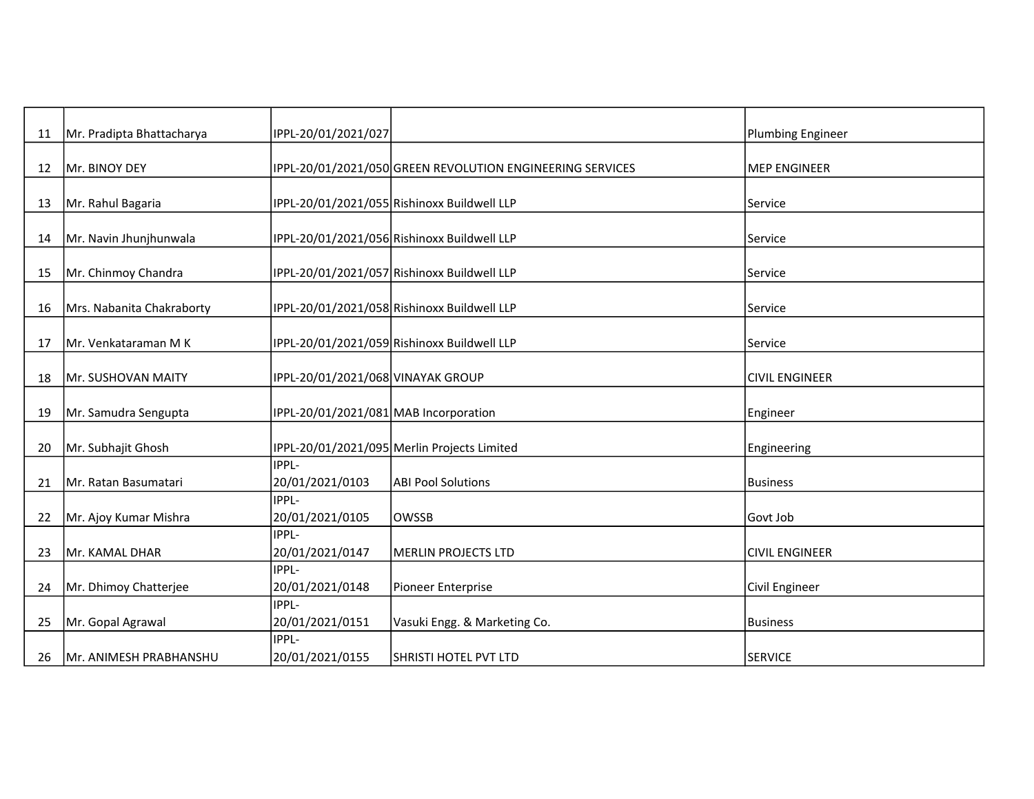| 11 | Mr. Pradipta Bhattacharya | IPPL-20/01/2021/027 | | Plumbing Engineer |
|---|---|---|---|---|
| 12 | Mr. BINOY DEY | IPPL-20/01/2021/050 | GREEN REVOLUTION ENGINEERING SERVICES | MEP ENGINEER |
| 13 | Mr. Rahul Bagaria | IPPL-20/01/2021/055 | Rishinoxx Buildwell LLP | Service |
| 14 | Mr. Navin Jhunjhunwala | IPPL-20/01/2021/056 | Rishinoxx Buildwell LLP | Service |
| 15 | Mr. Chinmoy Chandra | IPPL-20/01/2021/057 | Rishinoxx Buildwell LLP | Service |
| 16 | Mrs. Nabanita Chakraborty | IPPL-20/01/2021/058 | Rishinoxx Buildwell LLP | Service |
| 17 | Mr. Venkataraman M K | IPPL-20/01/2021/059 | Rishinoxx Buildwell LLP | Service |
| 18 | Mr. SUSHOVAN MAITY | IPPL-20/01/2021/068 | VINAYAK GROUP | CIVIL ENGINEER |
| 19 | Mr. Samudra Sengupta | IPPL-20/01/2021/081 | MAB Incorporation | Engineer |
| 20 | Mr. Subhajit Ghosh | IPPL-20/01/2021/095 | Merlin Projects Limited | Engineering |
| 21 | Mr. Ratan Basumatari | IPPL-20/01/2021/0103 | ABI Pool Solutions | Business |
| 22 | Mr. Ajoy Kumar Mishra | IPPL-20/01/2021/0105 | OWSSB | Govt Job |
| 23 | Mr. KAMAL DHAR | IPPL-20/01/2021/0147 | MERLIN PROJECTS LTD | CIVIL ENGINEER |
| 24 | Mr. Dhimoy Chatterjee | IPPL-20/01/2021/0148 | Pioneer Enterprise | Civil Engineer |
| 25 | Mr. Gopal Agrawal | IPPL-20/01/2021/0151 | Vasuki Engg. & Marketing Co. | Business |
| 26 | Mr. ANIMESH PRABHANSHU | IPPL-20/01/2021/0155 | SHRISTI HOTEL PVT LTD | SERVICE |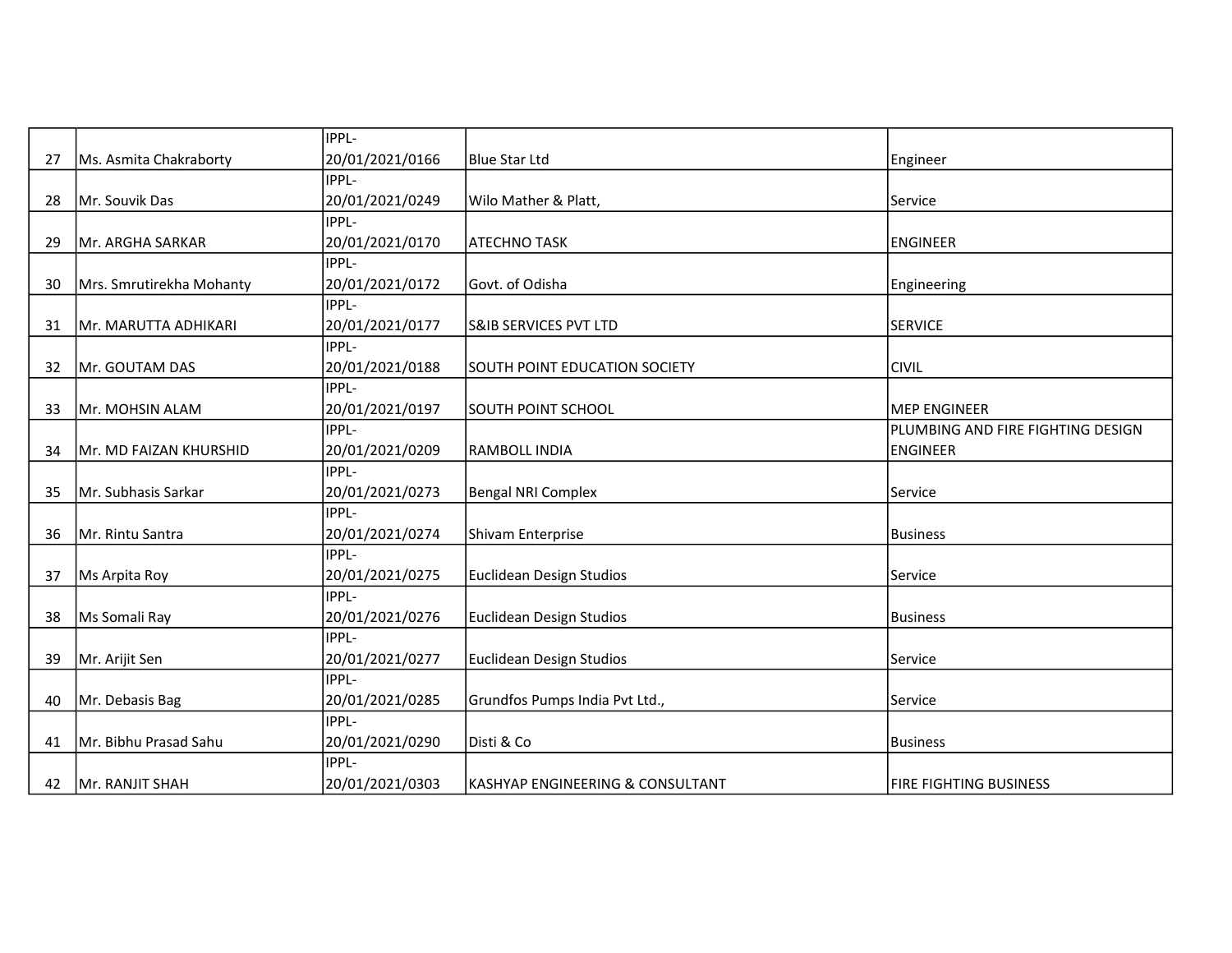| 27 | Ms. Asmita Chakraborty | IPPL-20/01/2021/0166 | Blue Star Ltd | Engineer |
|---|---|---|---|---|
| 28 | Mr. Souvik Das | IPPL-20/01/2021/0249 | Wilo Mather & Platt, | Service |
| 29 | Mr. ARGHA SARKAR | IPPL-20/01/2021/0170 | ATECHNO TASK | ENGINEER |
| 30 | Mrs. Smrutirekha Mohanty | IPPL-20/01/2021/0172 | Govt. of Odisha | Engineering |
| 31 | Mr. MARUTTA ADHIKARI | IPPL-20/01/2021/0177 | S&IB SERVICES PVT LTD | SERVICE |
| 32 | Mr. GOUTAM DAS | IPPL-20/01/2021/0188 | SOUTH POINT EDUCATION SOCIETY | CIVIL |
| 33 | Mr. MOHSIN ALAM | IPPL-20/01/2021/0197 | SOUTH POINT SCHOOL | MEP ENGINEER |
| 34 | Mr. MD FAIZAN KHURSHID | IPPL-20/01/2021/0209 | RAMBOLL INDIA | PLUMBING AND FIRE FIGHTING DESIGN ENGINEER |
| 35 | Mr. Subhasis Sarkar | IPPL-20/01/2021/0273 | Bengal NRI Complex | Service |
| 36 | Mr. Rintu Santra | IPPL-20/01/2021/0274 | Shivam Enterprise | Business |
| 37 | Ms Arpita Roy | IPPL-20/01/2021/0275 | Euclidean Design Studios | Service |
| 38 | Ms Somali Ray | IPPL-20/01/2021/0276 | Euclidean Design Studios | Business |
| 39 | Mr. Arijit Sen | IPPL-20/01/2021/0277 | Euclidean Design Studios | Service |
| 40 | Mr. Debasis Bag | IPPL-20/01/2021/0285 | Grundfos Pumps India Pvt Ltd., | Service |
| 41 | Mr. Bibhu Prasad Sahu | IPPL-20/01/2021/0290 | Disti & Co | Business |
| 42 | Mr. RANJIT SHAH | IPPL-20/01/2021/0303 | KASHYAP ENGINEERING & CONSULTANT | FIRE FIGHTING BUSINESS |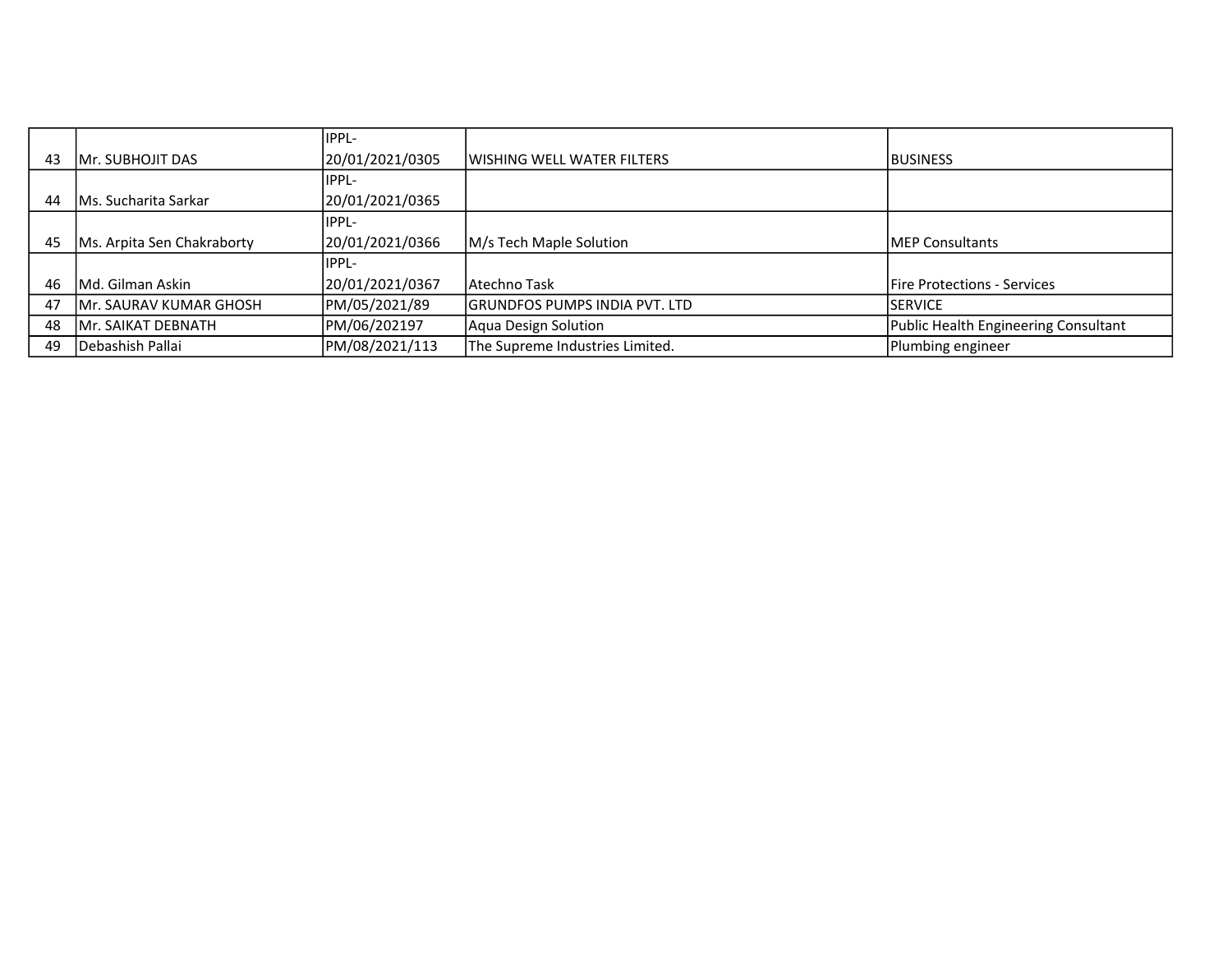| | | | | |
|---|---|---|---|---|
| 43 | Mr. SUBHOJIT DAS | IPPL-20/01/2021/0305 | WISHING WELL WATER FILTERS | BUSINESS |
| 44 | Ms. Sucharita Sarkar | IPPL-20/01/2021/0365 | | |
| 45 | Ms. Arpita Sen Chakraborty | IPPL-20/01/2021/0366 | M/s Tech Maple Solution | MEP Consultants |
| 46 | Md. Gilman Askin | IPPL-20/01/2021/0367 | Atechno Task | Fire Protections - Services |
| 47 | Mr. SAURAV KUMAR GHOSH | PM/05/2021/89 | GRUNDFOS PUMPS INDIA PVT. LTD | SERVICE |
| 48 | Mr. SAIKAT DEBNATH | PM/06/202197 | Aqua Design Solution | Public Health Engineering Consultant |
| 49 | Debashish Pallai | PM/08/2021/113 | The Supreme Industries Limited. | Plumbing engineer |